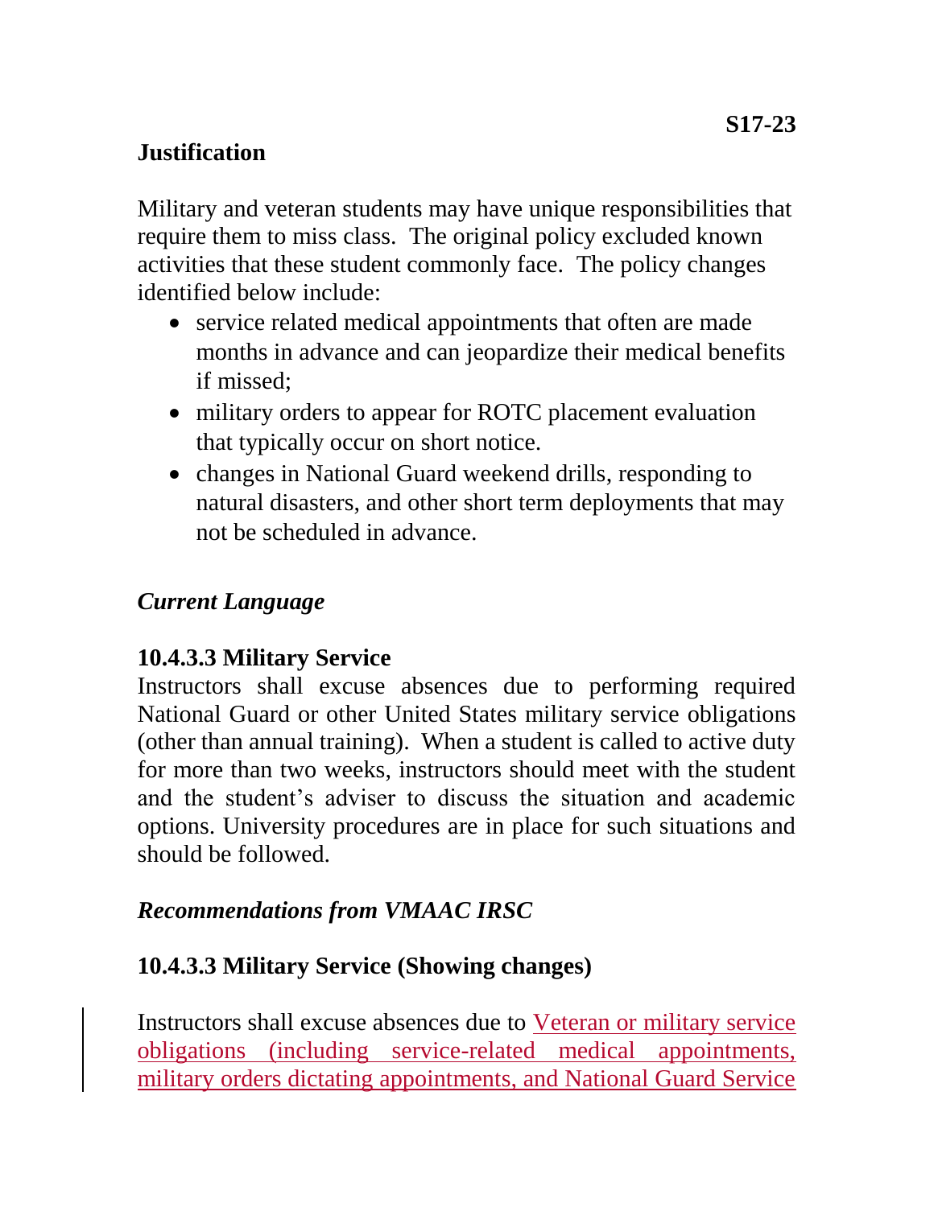S17-23

## Justification

Military and veteran students may have unique responsibilities that require them to miss class. The original policy excluded known activities that these student commonly face. The policy changes identified below include:

- service related medical appointments that often are made months in advance and can jeopardize their medical benefits if missed;
- military orders to appear for ROTC placement evaluation that typically occur on short notice.
- changes in National Guard weekend drills, responding to natural disasters, and other short term deployments that may not be scheduled in advance.

## *Current Language*

### 10.4.3.3 Military Service

Instructors shall excuse absences due to performing required National Guard or other United States military service obligations (other than annual training). When a student is called to active duty for more than two weeks, instructors should meet with the student and the student's adviser to discuss the situation and academic options. University procedures are in place for such situations and should be followed.

## *Recommendations from VMAAC IRSC*

### 10.4.3.3 Military Service (Showing changes)

Instructors shall excuse absences due to <u>Veteran or military service obligations (including service-related medical appointments, military orders dictating appointments, and National Guard Service</u>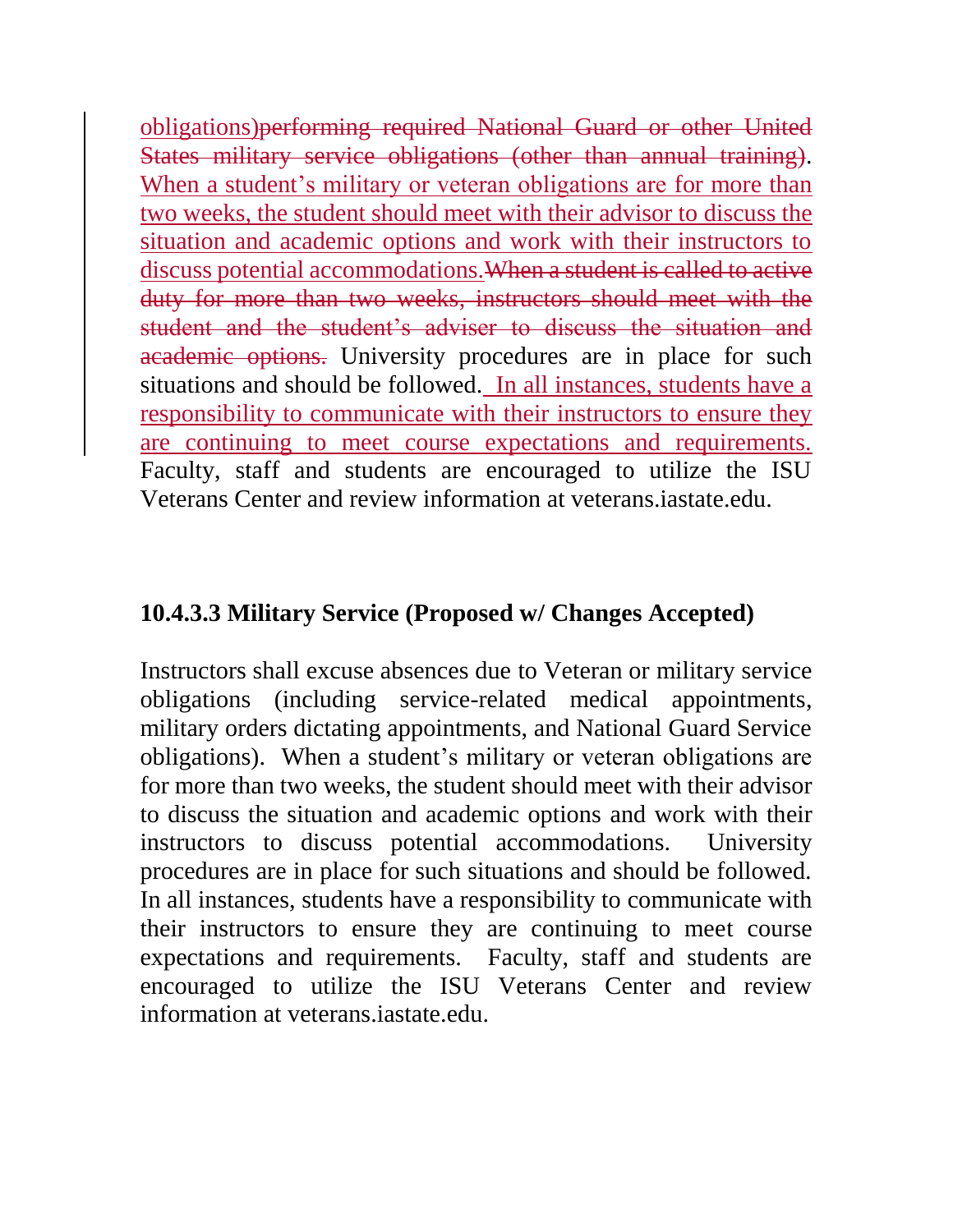obligations)~~performing required National Guard or other United States military service obligations (other than annual training)~~. When a student's military or veteran obligations are for more than two weeks, the student should meet with their advisor to discuss the situation and academic options and work with their instructors to discuss potential accommodations.~~When a student is called to active duty for more than two weeks, instructors should meet with the student and the student's adviser to discuss the situation and academic options.~~ University procedures are in place for such situations and should be followed. In all instances, students have a responsibility to communicate with their instructors to ensure they are continuing to meet course expectations and requirements. Faculty, staff and students are encouraged to utilize the ISU Veterans Center and review information at veterans.iastate.edu.

**10.4.3.3 Military Service (Proposed w/ Changes Accepted)**

Instructors shall excuse absences due to Veteran or military service obligations (including service-related medical appointments, military orders dictating appointments, and National Guard Service obligations). When a student's military or veteran obligations are for more than two weeks, the student should meet with their advisor to discuss the situation and academic options and work with their instructors to discuss potential accommodations. University procedures are in place for such situations and should be followed. In all instances, students have a responsibility to communicate with their instructors to ensure they are continuing to meet course expectations and requirements. Faculty, staff and students are encouraged to utilize the ISU Veterans Center and review information at veterans.iastate.edu.